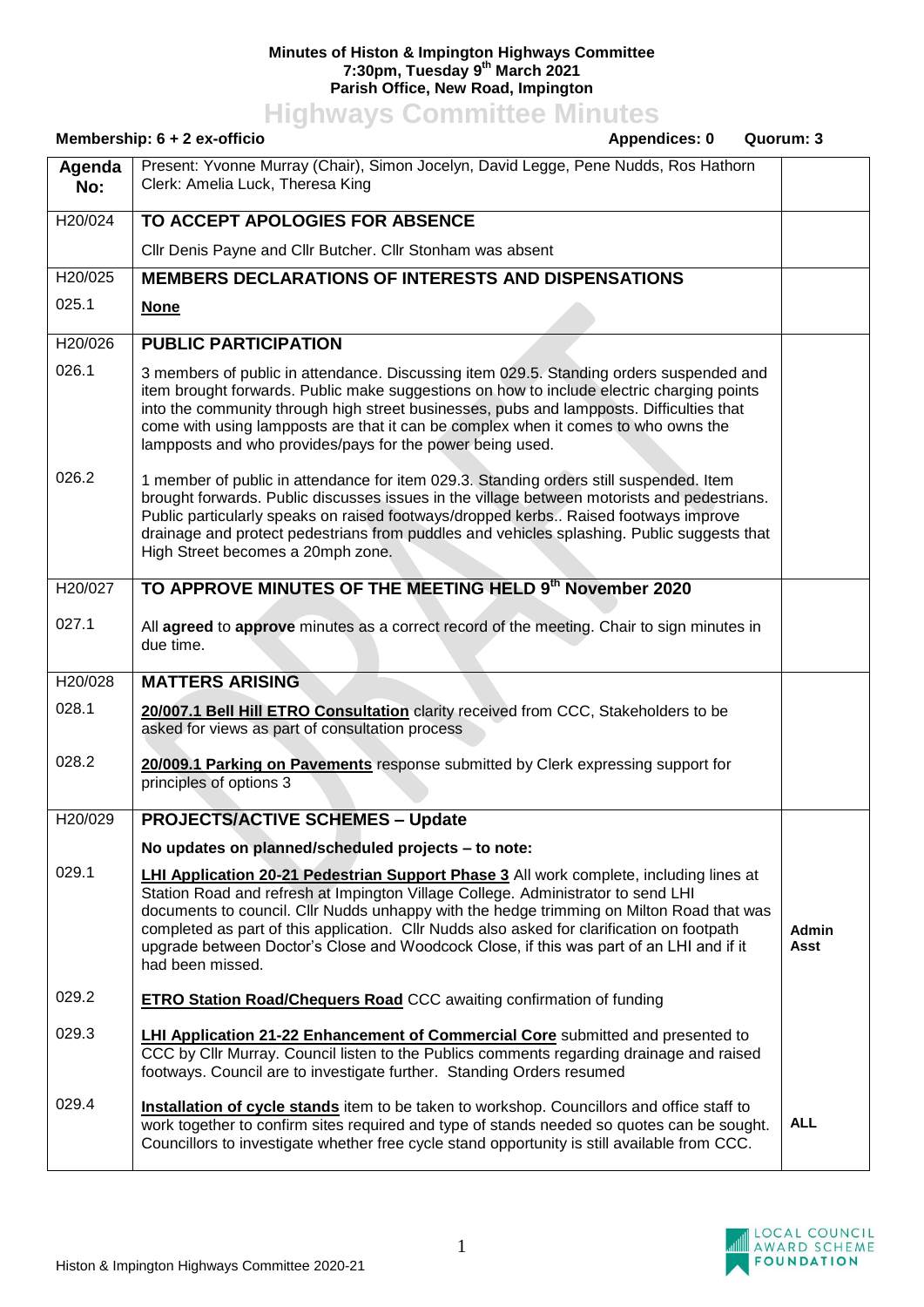**Minutes of Histon & Impington Highways Committee**
**7:30pm, Tuesday 9th March 2021**
**Parish Office, New Road, Impington**

# Highways Committee Minutes

**Membership: 6 + 2 ex-officio** **Appendices: 0** **Quorum: 3**

| Agenda No: | Present: Yvonne Murray (Chair), Simon Jocelyn, David Legge, Pene Nudds, Ros Hathorn<br>Clerk: Amelia Luck, Theresa King | |
|---|---|---|
| H20/024 | **TO ACCEPT APOLOGIES FOR ABSENCE** | |
| | Cllr Denis Payne and Cllr Butcher. Cllr Stonham was absent | |
| H20/025 | **MEMBERS DECLARATIONS OF INTERESTS AND DISPENSATIONS** | |
| 025.1 | **None** | |
| H20/026 | **PUBLIC PARTICIPATION** | |
| 026.1 | 3 members of public in attendance. Discussing item 029.5. Standing orders suspended and item brought forwards. Public make suggestions on how to include electric charging points into the community through high street businesses, pubs and lampposts. Difficulties that come with using lampposts are that it can be complex when it comes to who owns the lampposts and who provides/pays for the power being used. | |
| 026.2 | 1 member of public in attendance for item 029.3. Standing orders still suspended. Item brought forwards. Public discusses issues in the village between motorists and pedestrians. Public particularly speaks on raised footways/dropped kerbs.. Raised footways improve drainage and protect pedestrians from puddles and vehicles splashing. Public suggests that High Street becomes a 20mph zone. | |
| H20/027 | **TO APPROVE MINUTES OF THE MEETING HELD 9th November 2020** | |
| 027.1 | All **agreed** to **approve** minutes as a correct record of the meeting. Chair to sign minutes in due time. | |
| H20/028 | **MATTERS ARISING** | |
| 028.1 | **20/007.1 Bell Hill ETRO Consultation** clarity received from CCC, Stakeholders to be asked for views as part of consultation process | |
| 028.2 | **20/009.1 Parking on Pavements** response submitted by Clerk expressing support for principles of options 3 | |
| H20/029 | **PROJECTS/ACTIVE SCHEMES – Update** | |
| | **No updates on planned/scheduled projects – to note:** | |
| 029.1 | **LHI Application 20-21 Pedestrian Support Phase 3** All work complete, including lines at Station Road and refresh at Impington Village College. Administrator to send LHI documents to council. Cllr Nudds unhappy with the hedge trimming on Milton Road that was completed as part of this application. Cllr Nudds also asked for clarification on footpath upgrade between Doctor's Close and Woodcock Close, if this was part of an LHI and if it had been missed. | **Admin Asst** |
| 029.2 | **ETRO Station Road/Chequers Road** CCC awaiting confirmation of funding | |
| 029.3 | **LHI Application 21-22 Enhancement of Commercial Core** submitted and presented to CCC by Cllr Murray. Council listen to the Publics comments regarding drainage and raised footways. Council are to investigate further. Standing Orders resumed | |
| 029.4 | **Installation of cycle stands** item to be taken to workshop. Councillors and office staff to work together to confirm sites required and type of stands needed so quotes can be sought. Councillors to investigate whether free cycle stand opportunity is still available from CCC. | **ALL** |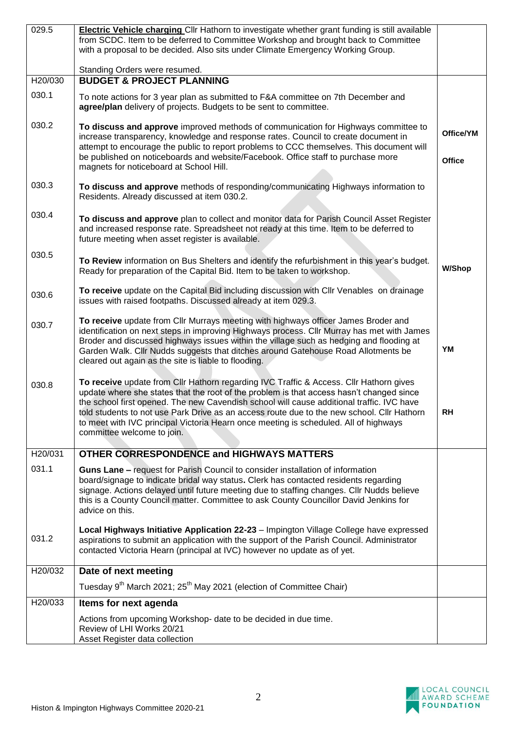| | | |
|---|---|---|
| 029.5 | **Electric Vehicle charging** Cllr Hathorn to investigate whether grant funding is still available from SCDC. Item to be deferred to Committee Workshop and brought back to Committee with a proposal to be decided. Also sits under Climate Emergency Working Group.<br><br>Standing Orders were resumed. | |
| H20/030 | **BUDGET & PROJECT PLANNING** | |
| 030.1 | To note actions for 3 year plan as submitted to F&A committee on 7th December and **agree/plan** delivery of projects. Budgets to be sent to committee. | |
| 030.2 | **To discuss and approve** improved methods of communication for Highways committee to increase transparency, knowledge and response rates. Council to create document in attempt to encourage the public to report problems to CCC themselves. This document will be published on noticeboards and website/Facebook. Office staff to purchase more magnets for noticeboard at School Hill. | **Office/YM**<br><br>**Office** |
| 030.3 | **To discuss and approve** methods of responding/communicating Highways information to Residents. Already discussed at item 030.2. | |
| 030.4 | **To discuss and approve** plan to collect and monitor data for Parish Council Asset Register and increased response rate. Spreadsheet not ready at this time. Item to be deferred to future meeting when asset register is available. | |
| 030.5 | **To Review** information on Bus Shelters and identify the refurbishment in this year's budget. Ready for preparation of the Capital Bid. Item to be taken to workshop. | **W/Shop** |
| 030.6 | **To receive** update on the Capital Bid including discussion with Cllr Venables on drainage issues with raised footpaths. Discussed already at item 029.3. | |
| 030.7 | **To receive** update from Cllr Murrays meeting with highways officer James Broder and identification on next steps in improving Highways process. Cllr Murray has met with James Broder and discussed highways issues within the village such as hedging and flooding at Garden Walk. Cllr Nudds suggests that ditches around Gatehouse Road Allotments be cleared out again as the site is liable to flooding. | **YM** |
| 030.8 | **To receive** update from Cllr Hathorn regarding IVC Traffic & Access. Cllr Hathorn gives update where she states that the root of the problem is that access hasn't changed since the school first opened. The new Cavendish school will cause additional traffic. IVC have told students to not use Park Drive as an access route due to the new school. Cllr Hathorn to meet with IVC principal Victoria Hearn once meeting is scheduled. All of highways committee welcome to join. | **RH** |
| H20/031 | **OTHER CORRESPONDENCE and HIGHWAYS MATTERS** | |
| 031.1 | **Guns Lane –** request for Parish Council to consider installation of information board/signage to indicate bridal way status**.** Clerk has contacted residents regarding signage. Actions delayed until future meeting due to staffing changes. Cllr Nudds believe this is a County Council matter. Committee to ask County Councillor David Jenkins for advice on this. | |
| 031.2 | **Local Highways Initiative Application 22-23** – Impington Village College have expressed aspirations to submit an application with the support of the Parish Council. Administrator contacted Victoria Hearn (principal at IVC) however no update as of yet. | |
| H20/032 | **Date of next meeting**<br><br>Tuesday 9th March 2021; 25th May 2021 (election of Committee Chair) | |
| H20/033 | **Items for next agenda**<br><br>Actions from upcoming Workshop- date to be decided in due time.<br>Review of LHI Works 20/21<br>Asset Register data collection | |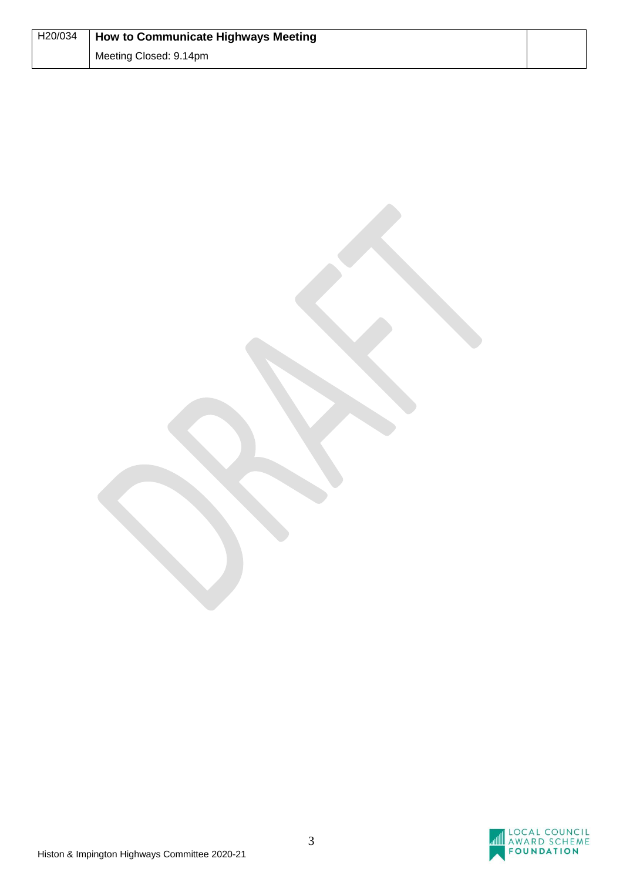| | | |
|---|---|---|
| H20/034 | **How to Communicate Highways Meeting** | |
| | Meeting Closed: 9.14pm | |

DRAFT